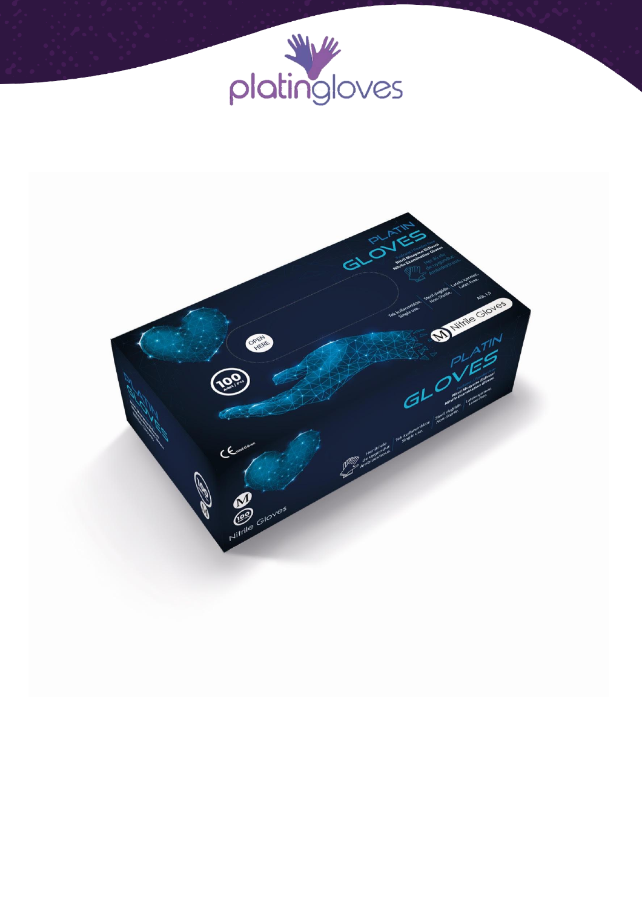platingloves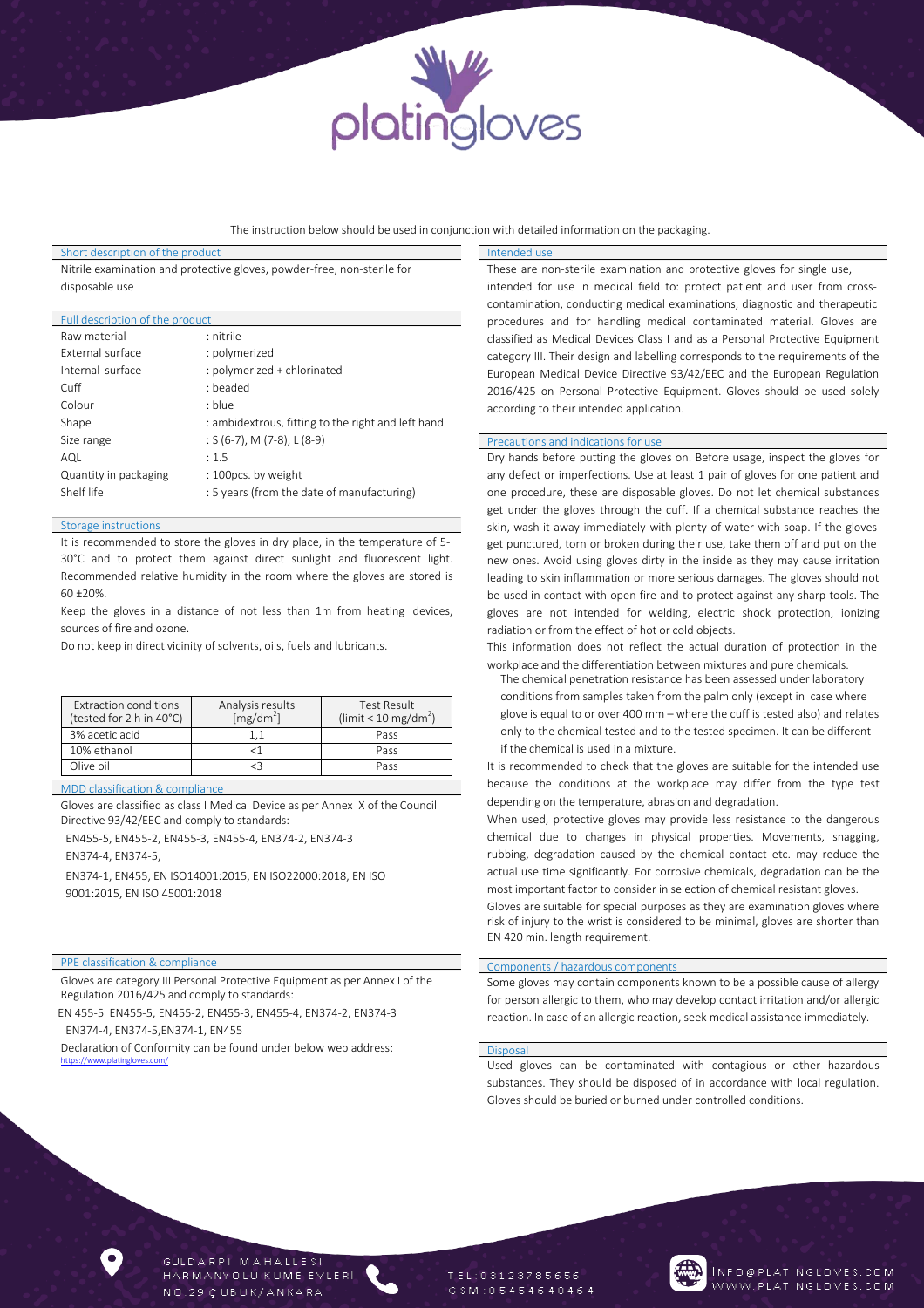The instruction below should be used in conjunction with detailed information on the packaging.

## Short description of the product

Nitrile examination and protective gloves, powder-free, non-sterile for disposable use

## Full description of the product

| | |
|---|---|
| Raw material | : nitrile |
| External surface | : polymerized |
| Internal surface | : polymerized + chlorinated |
| Cuff | : beaded |
| Colour | : blue |
| Shape | : ambidextrous, fitting to the right and left hand |
| Size range | : S (6-7), M (7-8), L (8-9) |
| AQL | : 1.5 |
| Quantity in packaging | : 100pcs. by weight |
| Shelf life | : 5 years (from the date of manufacturing) |

## Storage instructions

It is recommended to store the gloves in dry place, in the temperature of 5-30°C and to protect them against direct sunlight and fluorescent light. Recommended relative humidity in the room where the gloves are stored is 60 ±20%.

Keep the gloves in a distance of not less than 1m from heating devices, sources of fire and ozone.

Do not keep in direct vicinity of solvents, oils, fuels and lubricants.

| Extraction conditions (tested for 2 h in 40°C) | Analysis results [$mg/dm^2$] | Test Result (limit < 10 $mg/dm^2$) |
|---|---|---|
| 3% acetic acid | 1,1 | Pass |
| 10% ethanol | <1 | Pass |
| Olive oil | <3 | Pass |

## MDD classification & compliance

Gloves are classified as class I Medical Device as per Annex IX of the Council Directive 93/42/EEC and comply to standards:

EN455-5, EN455-2, EN455-3, EN455-4, EN374-2, EN374-3
EN374-4, EN374-5,

EN374-1, EN455, EN ISO14001:2015, EN ISO22000:2018, EN ISO 9001:2015, EN ISO 45001:2018

## PPE classification & compliance

Gloves are category III Personal Protective Equipment as per Annex I of the Regulation 2016/425 and comply to standards:

EN 455-5 EN455-5, EN455-2, EN455-3, EN455-4, EN374-2, EN374-3
EN374-4, EN374-5,EN374-1, EN455

Declaration of Conformity can be found under below web address:
https://www.platingloves.com/

## Intended use

These are non-sterile examination and protective gloves for single use, intended for use in medical field to: protect patient and user from cross-contamination, conducting medical examinations, diagnostic and therapeutic procedures and for handling medical contaminated material. Gloves are classified as Medical Devices Class I and as a Personal Protective Equipment category III. Their design and labelling corresponds to the requirements of the European Medical Device Directive 93/42/EEC and the European Regulation 2016/425 on Personal Protective Equipment. Gloves should be used solely according to their intended application.

## Precautions and indications for use

Dry hands before putting the gloves on. Before usage, inspect the gloves for any defect or imperfections. Use at least 1 pair of gloves for one patient and one procedure, these are disposable gloves. Do not let chemical substances get under the gloves through the cuff. If a chemical substance reaches the skin, wash it away immediately with plenty of water with soap. If the gloves get punctured, torn or broken during their use, take them off and put on the new ones. Avoid using gloves dirty in the inside as they may cause irritation leading to skin inflammation or more serious damages. The gloves should not be used in contact with open fire and to protect against any sharp tools. The gloves are not intended for welding, electric shock protection, ionizing radiation or from the effect of hot or cold objects.

This information does not reflect the actual duration of protection in the workplace and the differentiation between mixtures and pure chemicals.

The chemical penetration resistance has been assessed under laboratory conditions from samples taken from the palm only (except in case where glove is equal to or over 400 mm – where the cuff is tested also) and relates only to the chemical tested and to the tested specimen. It can be different if the chemical is used in a mixture.

It is recommended to check that the gloves are suitable for the intended use because the conditions at the workplace may differ from the type test depending on the temperature, abrasion and degradation.

When used, protective gloves may provide less resistance to the dangerous chemical due to changes in physical properties. Movements, snagging, rubbing, degradation caused by the chemical contact etc. may reduce the actual use time significantly. For corrosive chemicals, degradation can be the most important factor to consider in selection of chemical resistant gloves.

Gloves are suitable for special purposes as they are examination gloves where risk of injury to the wrist is considered to be minimal, gloves are shorter than EN 420 min. length requirement.

## Components / hazardous components

Some gloves may contain components known to be a possible cause of allergy for person allergic to them, who may develop contact irritation and/or allergic reaction. In case of an allergic reaction, seek medical assistance immediately.

## Disposal

Used gloves can be contaminated with contagious or other hazardous substances. They should be disposed of in accordance with local regulation. Gloves should be buried or burned under controlled conditions.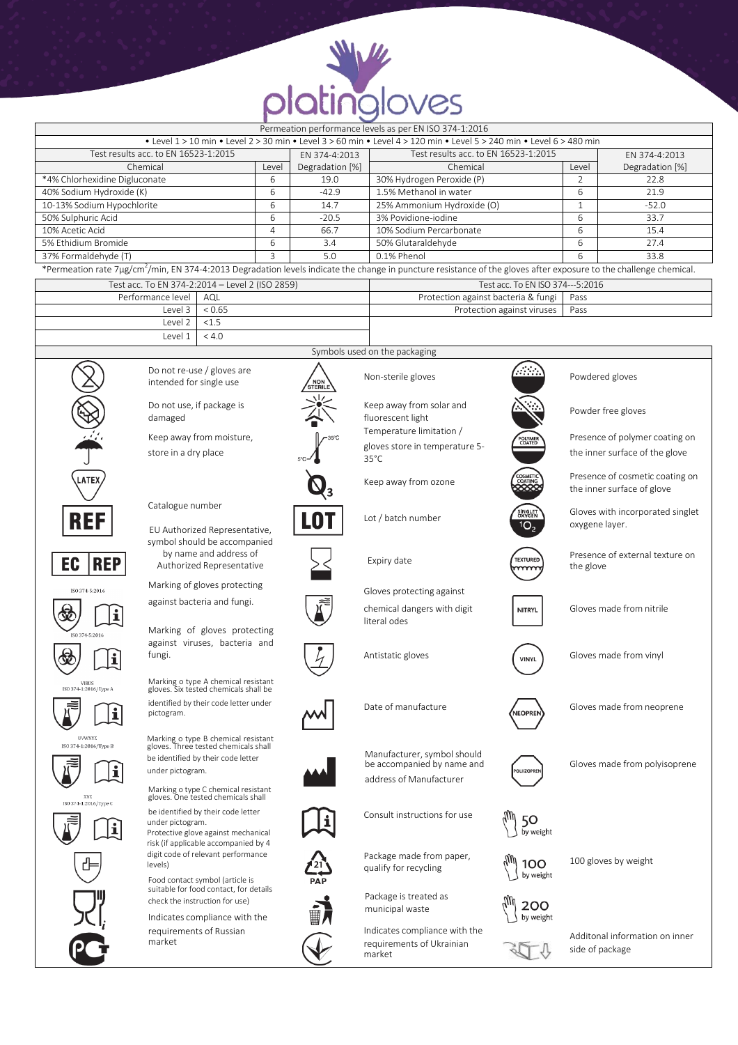# platingloves

| Permeation performance levels as per EN ISO 374-1:2016 | | | | | |
|---|---|---|---|---|---|
| • Level 1 > 10 min • Level 2 > 30 min • Level 3 > 60 min • Level 4 > 120 min • Level 5 > 240 min • Level 6 > 480 min | | | | | |
| Test results acc. to EN 16523-1:2015 | | EN 374-4:2013 | Test results acc. to EN 16523-1:2015 | | EN 374-4:2013 |
| Chemical | Level | Degradation [%] | Chemical | Level | Degradation [%] |
| *4% Chlorhexidine Digluconate | 6 | 19.0 | 30% Hydrogen Peroxide (P) | 2 | 22.8 |
| 40% Sodium Hydroxide (K) | 6 | -42.9 | 1.5% Methanol in water | 6 | 21.9 |
| 10-13% Sodium Hypochlorite | 6 | 14.7 | 25% Ammonium Hydroxide (O) | 1 | -52.0 |
| 50% Sulphuric Acid | 6 | -20.5 | 3% Povidone-iodine | 6 | 33.7 |
| 10% Acetic Acid | 4 | 66.7 | 10% Sodium Percarbonate | 6 | 15.4 |
| 5% Ethidium Bromide | 6 | 3.4 | 50% Glutaraldehyde | 6 | 27.4 |
| 37% Formaldehyde (T) | 3 | 5.0 | 0.1% Phenol | 6 | 33.8 |

*Permeation rate 7μg/cm$^2$/min, EN 374-4:2013 Degradation levels indicate the change in puncture resistance of the gloves after exposure to the challenge chemical.

| Test acc. To EN 374-2:2014 – Level 2 (ISO 2859) | |
|---|---|
| Performance level | AQL |
| Level 3 | < 0.65 |
| Level 2 | <1.5 |
| Level 1 | < 4.0 |

| Test acc. To EN ISO 374---5:2016 | |
|---|---|
| Protection against bacteria & fungi | Pass |
| Protection against viruses | Pass |

## Symbols used on the packaging

- Do not re-use / gloves are intended for single use
- Do not use, if package is damaged
- Keep away from moisture, store in a dry place
- LATEX
- REF – Catalogue number
- EC REP – EU Authorized Representative, symbol should be accompanied by name and address of Authorized Representative
- ISO 374-5:2016 – Marking of gloves protecting against bacteria and fungi.
- ISO 374-5:2016 VIRUS – Marking of gloves protecting against viruses, bacteria and fungi.
- UVWXYZ ISO 374-1:2016/Type A – Marking o type A chemical resistant gloves. Six tested chemicals shall be identified by their code letter under pictogram.
- XYZ ISO 374-1:2016/Type B – Marking o type B chemical resistant gloves. Three tested chemicals shall be identified by their code letter under pictogram.
- X ISO 374-1:2016/Type C – Marking o type C chemical resistant gloves. One tested chemicals shall be identified by their code letter under pictogram.
- Protective glove against mechanical risk (if applicable accompanied by 4 digit code of relevant performance levels)
- Food contact symbol (article is suitable for food contact, for details check the instruction for use)
- Indicates compliance with the requirements of Russian market
- NON STERILE – Non-sterile gloves
- Keep away from solar and fluorescent light
- Temperature limitation / gloves store in temperature 5-35°C
- Keep away from ozone
- LOT – Lot / batch number
- Expiry date
- Gloves protecting against chemical dangers with digit literal odes
- Antistatic gloves
- Date of manufacture
- Manufacturer, symbol should be accompanied by name and address of Manufacturer
- Consult instructions for use
- 21 PAP – Package made from paper, qualify for recycling
- Package is treated as municipal waste
- Indicates compliance with the requirements of Ukrainian market
- Powdered gloves
- Powder free gloves
- POLYMER COATED – Presence of polymer coating on the inner surface of the glove
- COSMETIC COATING – Presence of cosmetic coating on the inner surface of glove
- SINGLET OXYGEN $^1O_2$ – Gloves with incorporated singlet oxygene layer.
- TEXTURED – Presence of external texture on the glove
- NITRYL – Gloves made from nitrile
- VINYL – Gloves made from vinyl
- NEOPREN – Gloves made from neoprene
- POLIIZOPREN – Gloves made from polyisoprene
- 50 by weight / 100 by weight / 200 by weight – 100 gloves by weight
- Additonal information on inner side of package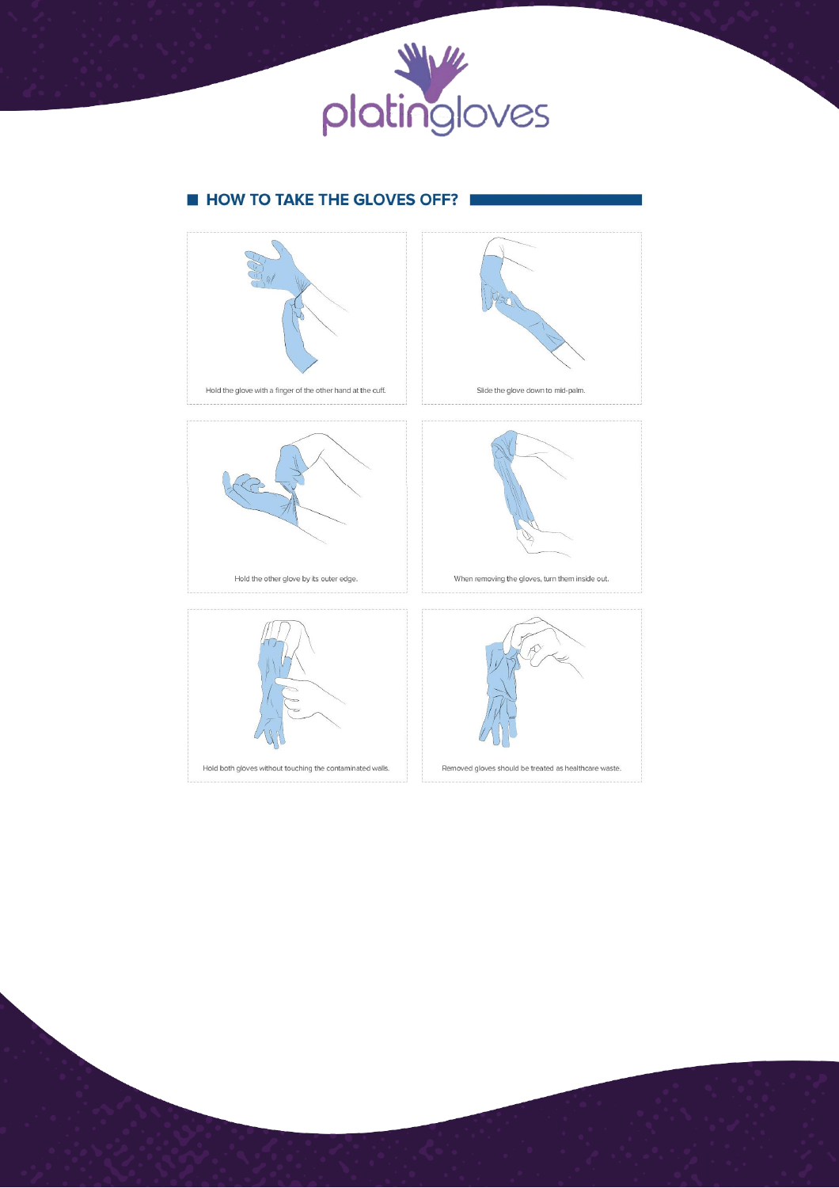## HOW TO TAKE THE GLOVES OFF?

Hold the glove with a finger of the other hand at the cuff.

Slide the glove down to mid-palm.

Hold the other glove by its outer edge.

When removing the gloves, turn them inside out.

Hold both gloves without touching the contaminated walls.

Removed gloves should be treated as healthcare waste.